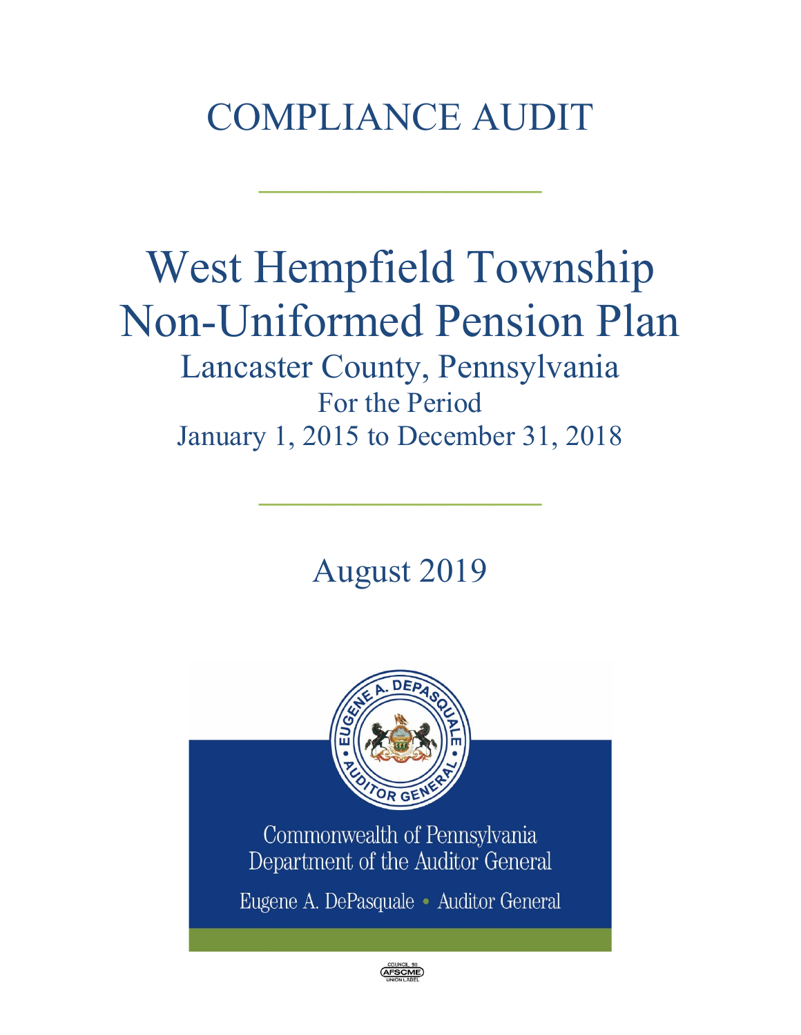# COMPLIANCE AUDIT

# West Hempfield Township Non-Uniformed Pension Plan

## Lancaster County, Pennsylvania

For the Period

January 1, 2015 to December 31, 2018

August 2019

Commonwealth of Pennsylvania
Department of the Auditor General

Eugene A. DePasquale • Auditor General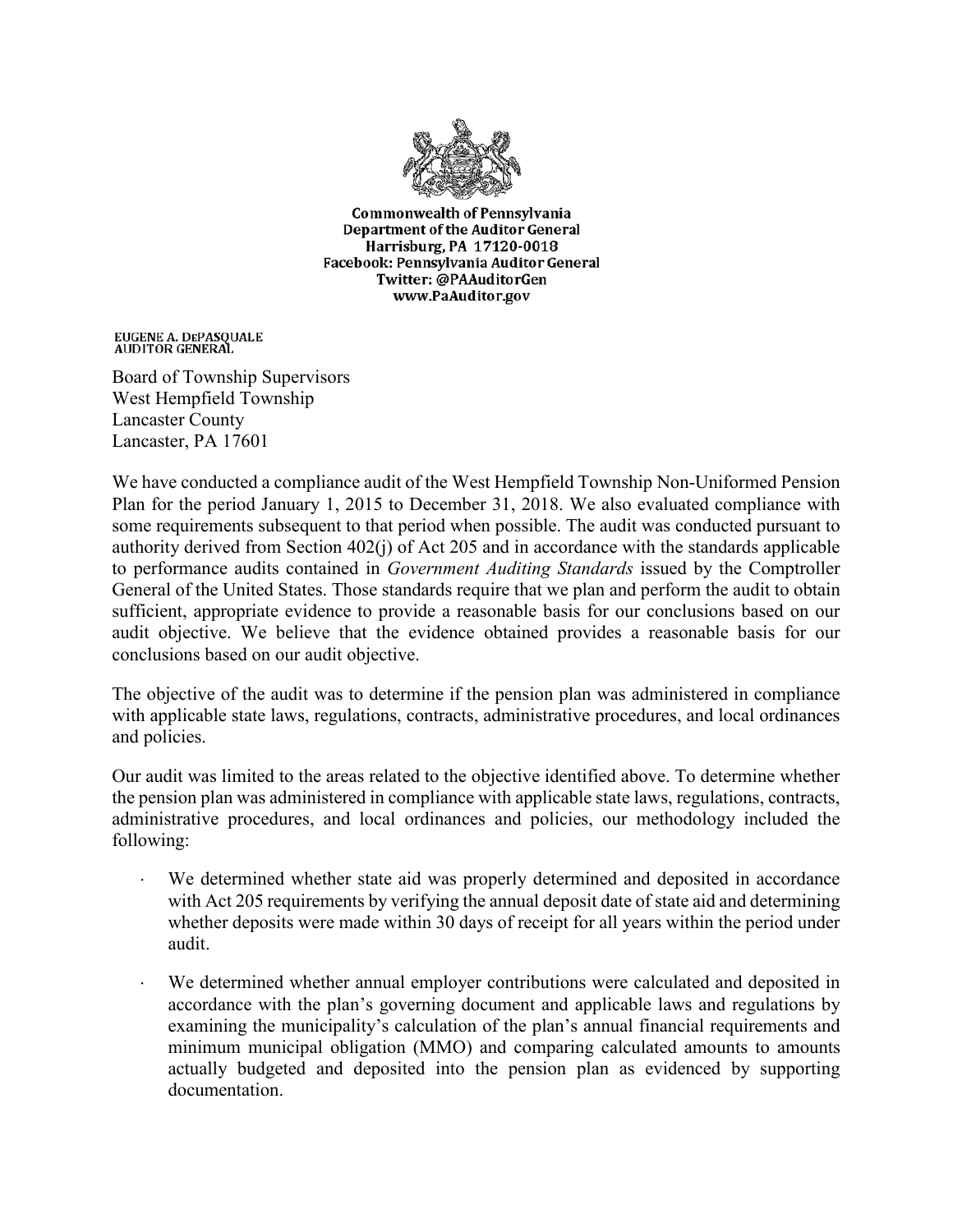Commonwealth of Pennsylvania
Department of the Auditor General
Harrisburg, PA 17120-0018
Facebook: Pennsylvania Auditor General
Twitter: @PAAuditorGen
www.PaAuditor.gov

EUGENE A. DEPASQUALE
AUDITOR GENERAL

Board of Township Supervisors
West Hempfield Township
Lancaster County
Lancaster, PA 17601

We have conducted a compliance audit of the West Hempfield Township Non-Uniformed Pension Plan for the period January 1, 2015 to December 31, 2018. We also evaluated compliance with some requirements subsequent to that period when possible. The audit was conducted pursuant to authority derived from Section 402(j) of Act 205 and in accordance with the standards applicable to performance audits contained in *Government Auditing Standards* issued by the Comptroller General of the United States. Those standards require that we plan and perform the audit to obtain sufficient, appropriate evidence to provide a reasonable basis for our conclusions based on our audit objective. We believe that the evidence obtained provides a reasonable basis for our conclusions based on our audit objective.

The objective of the audit was to determine if the pension plan was administered in compliance with applicable state laws, regulations, contracts, administrative procedures, and local ordinances and policies.

Our audit was limited to the areas related to the objective identified above. To determine whether the pension plan was administered in compliance with applicable state laws, regulations, contracts, administrative procedures, and local ordinances and policies, our methodology included the following:

- We determined whether state aid was properly determined and deposited in accordance with Act 205 requirements by verifying the annual deposit date of state aid and determining whether deposits were made within 30 days of receipt for all years within the period under audit.

- We determined whether annual employer contributions were calculated and deposited in accordance with the plan's governing document and applicable laws and regulations by examining the municipality's calculation of the plan's annual financial requirements and minimum municipal obligation (MMO) and comparing calculated amounts to amounts actually budgeted and deposited into the pension plan as evidenced by supporting documentation.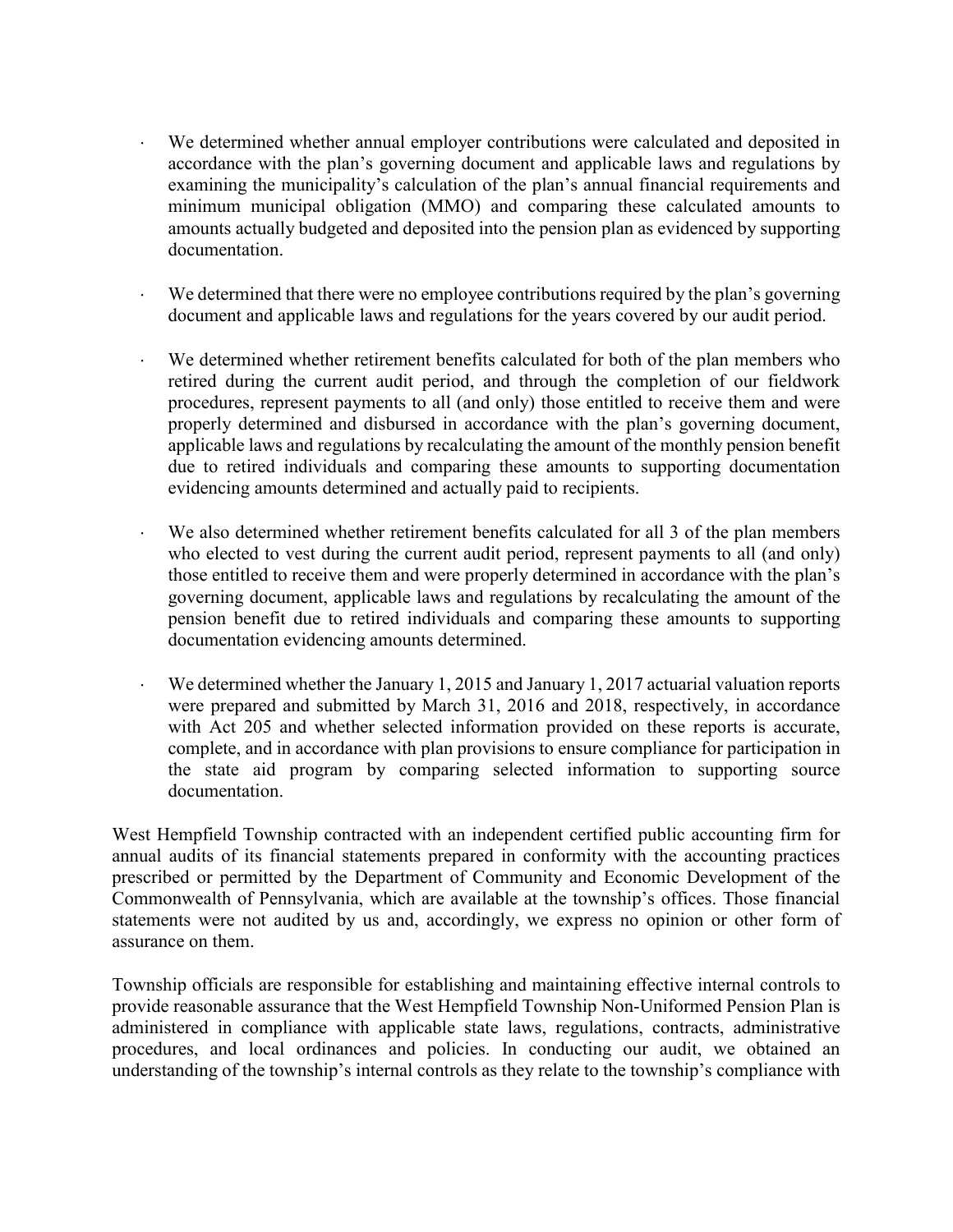- We determined whether annual employer contributions were calculated and deposited in accordance with the plan's governing document and applicable laws and regulations by examining the municipality's calculation of the plan's annual financial requirements and minimum municipal obligation (MMO) and comparing these calculated amounts to amounts actually budgeted and deposited into the pension plan as evidenced by supporting documentation.

- We determined that there were no employee contributions required by the plan's governing document and applicable laws and regulations for the years covered by our audit period.

- We determined whether retirement benefits calculated for both of the plan members who retired during the current audit period, and through the completion of our fieldwork procedures, represent payments to all (and only) those entitled to receive them and were properly determined and disbursed in accordance with the plan's governing document, applicable laws and regulations by recalculating the amount of the monthly pension benefit due to retired individuals and comparing these amounts to supporting documentation evidencing amounts determined and actually paid to recipients.

- We also determined whether retirement benefits calculated for all 3 of the plan members who elected to vest during the current audit period, represent payments to all (and only) those entitled to receive them and were properly determined in accordance with the plan's governing document, applicable laws and regulations by recalculating the amount of the pension benefit due to retired individuals and comparing these amounts to supporting documentation evidencing amounts determined.

- We determined whether the January 1, 2015 and January 1, 2017 actuarial valuation reports were prepared and submitted by March 31, 2016 and 2018, respectively, in accordance with Act 205 and whether selected information provided on these reports is accurate, complete, and in accordance with plan provisions to ensure compliance for participation in the state aid program by comparing selected information to supporting source documentation.

West Hempfield Township contracted with an independent certified public accounting firm for annual audits of its financial statements prepared in conformity with the accounting practices prescribed or permitted by the Department of Community and Economic Development of the Commonwealth of Pennsylvania, which are available at the township's offices. Those financial statements were not audited by us and, accordingly, we express no opinion or other form of assurance on them.

Township officials are responsible for establishing and maintaining effective internal controls to provide reasonable assurance that the West Hempfield Township Non-Uniformed Pension Plan is administered in compliance with applicable state laws, regulations, contracts, administrative procedures, and local ordinances and policies. In conducting our audit, we obtained an understanding of the township's internal controls as they relate to the township's compliance with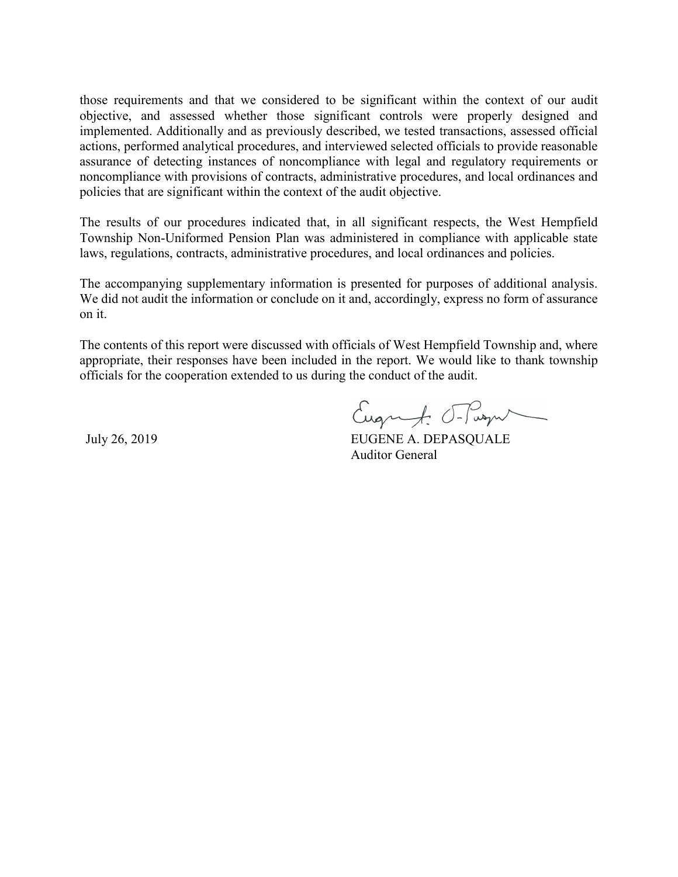those requirements and that we considered to be significant within the context of our audit objective, and assessed whether those significant controls were properly designed and implemented. Additionally and as previously described, we tested transactions, assessed official actions, performed analytical procedures, and interviewed selected officials to provide reasonable assurance of detecting instances of noncompliance with legal and regulatory requirements or noncompliance with provisions of contracts, administrative procedures, and local ordinances and policies that are significant within the context of the audit objective.

The results of our procedures indicated that, in all significant respects, the West Hempfield Township Non-Uniformed Pension Plan was administered in compliance with applicable state laws, regulations, contracts, administrative procedures, and local ordinances and policies.

The accompanying supplementary information is presented for purposes of additional analysis. We did not audit the information or conclude on it and, accordingly, express no form of assurance on it.

The contents of this report were discussed with officials of West Hempfield Township and, where appropriate, their responses have been included in the report. We would like to thank township officials for the cooperation extended to us during the conduct of the audit.

July 26, 2019

EUGENE A. DEPASQUALE
Auditor General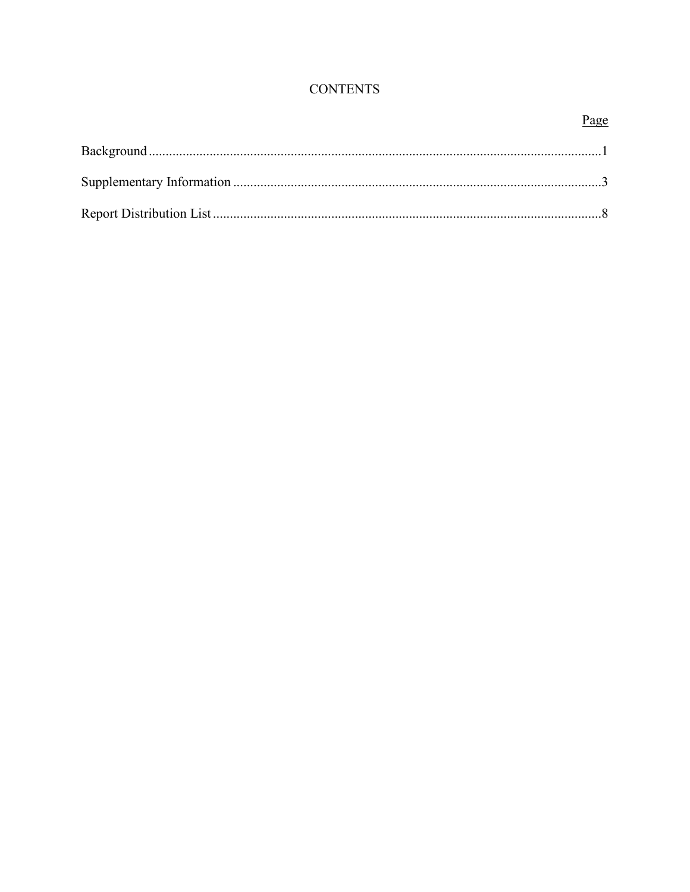# CONTENTS

| | Page |
|---|---|
| Background | 1 |
| Supplementary Information | 3 |
| Report Distribution List | 8 |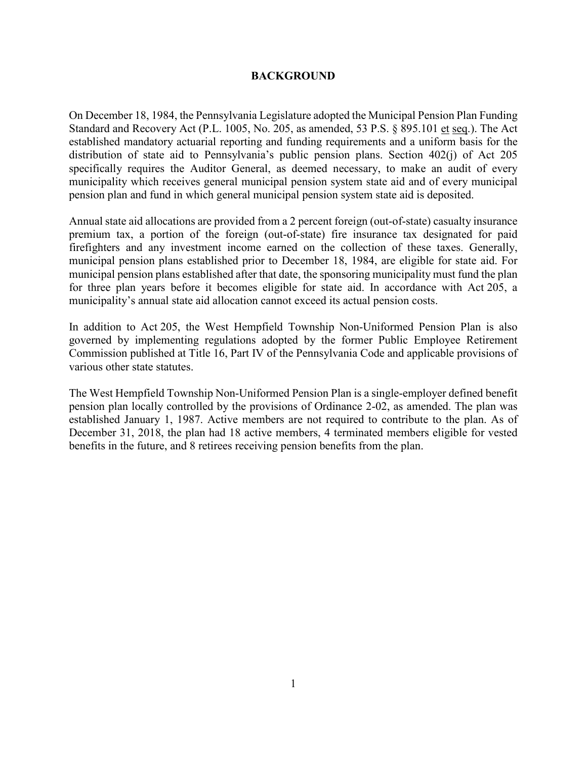# BACKGROUND

On December 18, 1984, the Pennsylvania Legislature adopted the Municipal Pension Plan Funding Standard and Recovery Act (P.L. 1005, No. 205, as amended, 53 P.S. § 895.101 et seq.). The Act established mandatory actuarial reporting and funding requirements and a uniform basis for the distribution of state aid to Pennsylvania's public pension plans. Section 402(j) of Act 205 specifically requires the Auditor General, as deemed necessary, to make an audit of every municipality which receives general municipal pension system state aid and of every municipal pension plan and fund in which general municipal pension system state aid is deposited.

Annual state aid allocations are provided from a 2 percent foreign (out-of-state) casualty insurance premium tax, a portion of the foreign (out-of-state) fire insurance tax designated for paid firefighters and any investment income earned on the collection of these taxes. Generally, municipal pension plans established prior to December 18, 1984, are eligible for state aid. For municipal pension plans established after that date, the sponsoring municipality must fund the plan for three plan years before it becomes eligible for state aid. In accordance with Act 205, a municipality's annual state aid allocation cannot exceed its actual pension costs.

In addition to Act 205, the West Hempfield Township Non-Uniformed Pension Plan is also governed by implementing regulations adopted by the former Public Employee Retirement Commission published at Title 16, Part IV of the Pennsylvania Code and applicable provisions of various other state statutes.

The West Hempfield Township Non-Uniformed Pension Plan is a single-employer defined benefit pension plan locally controlled by the provisions of Ordinance 2-02, as amended. The plan was established January 1, 1987. Active members are not required to contribute to the plan. As of December 31, 2018, the plan had 18 active members, 4 terminated members eligible for vested benefits in the future, and 8 retirees receiving pension benefits from the plan.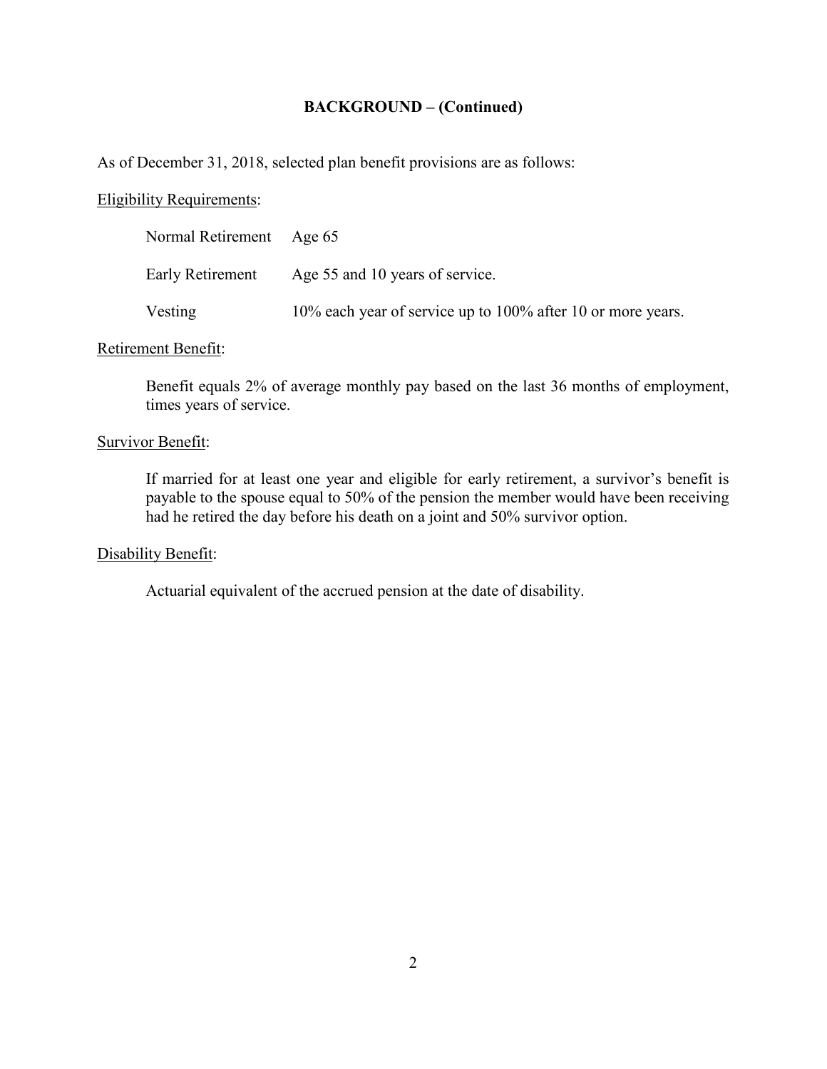## BACKGROUND – (Continued)

As of December 31, 2018, selected plan benefit provisions are as follows:

Eligibility Requirements:

| | |
|---|---|
| Normal Retirement | Age 65 |
| Early Retirement | Age 55 and 10 years of service. |
| Vesting | 10% each year of service up to 100% after 10 or more years. |

Retirement Benefit:

Benefit equals 2% of average monthly pay based on the last 36 months of employment, times years of service.

Survivor Benefit:

If married for at least one year and eligible for early retirement, a survivor's benefit is payable to the spouse equal to 50% of the pension the member would have been receiving had he retired the day before his death on a joint and 50% survivor option.

Disability Benefit:

Actuarial equivalent of the accrued pension at the date of disability.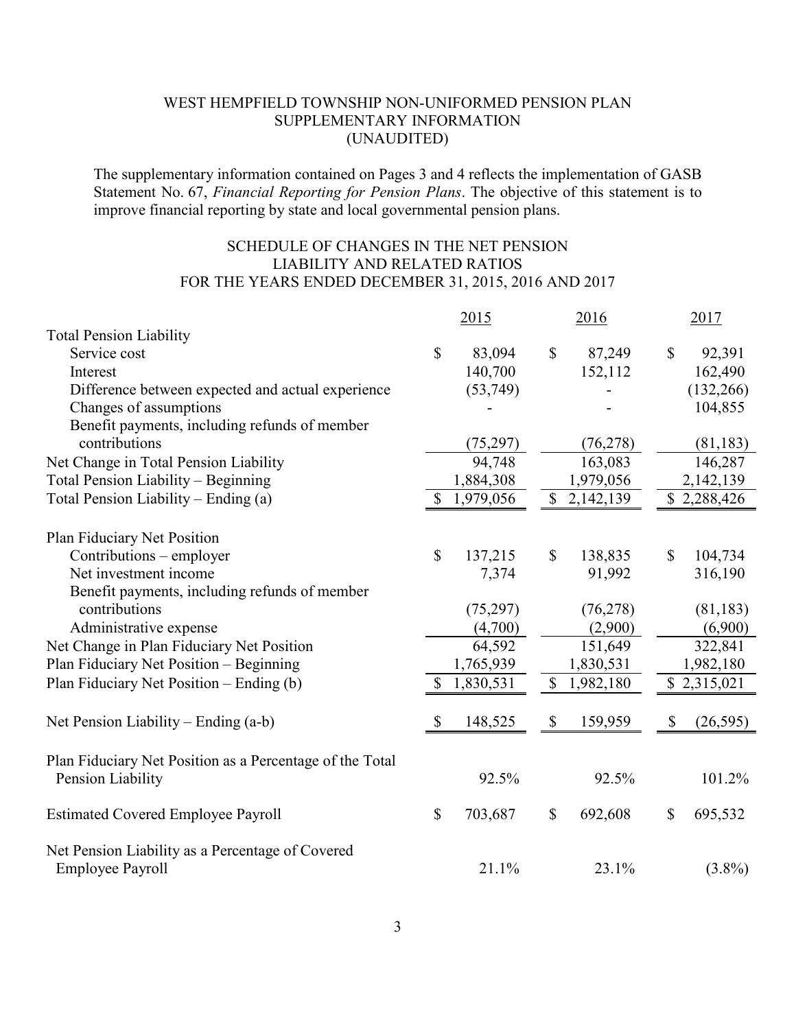# WEST HEMPFIELD TOWNSHIP NON-UNIFORMED PENSION PLAN
## SUPPLEMENTARY INFORMATION
## (UNAUDITED)

The supplementary information contained on Pages 3 and 4 reflects the implementation of GASB Statement No. 67, *Financial Reporting for Pension Plans*. The objective of this statement is to improve financial reporting by state and local governmental pension plans.

### SCHEDULE OF CHANGES IN THE NET PENSION LIABILITY AND RELATED RATIOS FOR THE YEARS ENDED DECEMBER 31, 2015, 2016 AND 2017

| | 2015 | 2016 | 2017 |
|---|---|---|---|
| **Total Pension Liability** | | | |
| Service cost | $ 83,094 | $ 87,249 | $ 92,391 |
| Interest | 140,700 | 152,112 | 162,490 |
| Difference between expected and actual experience | (53,749) | - | (132,266) |
| Changes of assumptions | - | - | 104,855 |
| Benefit payments, including refunds of member contributions | (75,297) | (76,278) | (81,183) |
| Net Change in Total Pension Liability | 94,748 | 163,083 | 146,287 |
| Total Pension Liability – Beginning | 1,884,308 | 1,979,056 | 2,142,139 |
| Total Pension Liability – Ending (a) | $ 1,979,056 | $ 2,142,139 | $ 2,288,426 |
| **Plan Fiduciary Net Position** | | | |
| Contributions – employer | $ 137,215 | $ 138,835 | $ 104,734 |
| Net investment income | 7,374 | 91,992 | 316,190 |
| Benefit payments, including refunds of member contributions | (75,297) | (76,278) | (81,183) |
| Administrative expense | (4,700) | (2,900) | (6,900) |
| Net Change in Plan Fiduciary Net Position | 64,592 | 151,649 | 322,841 |
| Plan Fiduciary Net Position – Beginning | 1,765,939 | 1,830,531 | 1,982,180 |
| Plan Fiduciary Net Position – Ending (b) | $ 1,830,531 | $ 1,982,180 | $ 2,315,021 |
| Net Pension Liability – Ending (a-b) | $ 148,525 | $ 159,959 | $ (26,595) |
| Plan Fiduciary Net Position as a Percentage of the Total Pension Liability | 92.5% | 92.5% | 101.2% |
| Estimated Covered Employee Payroll | $ 703,687 | $ 692,608 | $ 695,532 |
| Net Pension Liability as a Percentage of Covered Employee Payroll | 21.1% | 23.1% | (3.8%) |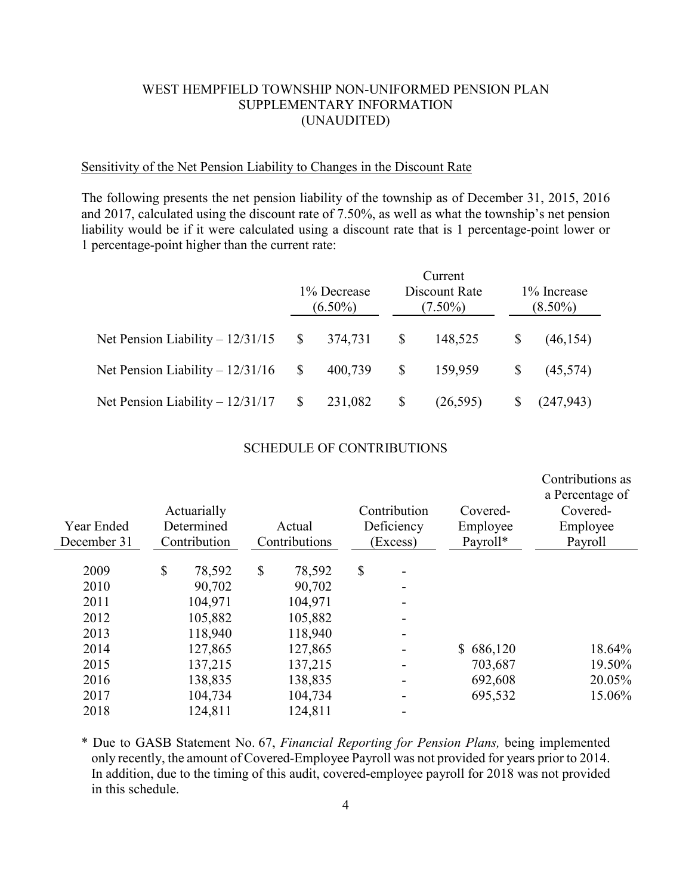WEST HEMPFIELD TOWNSHIP NON-UNIFORMED PENSION PLAN
SUPPLEMENTARY INFORMATION
(UNAUDITED)

## Sensitivity of the Net Pension Liability to Changes in the Discount Rate

The following presents the net pension liability of the township as of December 31, 2015, 2016 and 2017, calculated using the discount rate of 7.50%, as well as what the township's net pension liability would be if it were calculated using a discount rate that is 1 percentage-point lower or 1 percentage-point higher than the current rate:

| | 1% Decrease (6.50%) | Current Discount Rate (7.50%) | 1% Increase (8.50%) |
|---|---|---|---|
| Net Pension Liability – 12/31/15 | $ 374,731 | $ 148,525 | $ (46,154) |
| Net Pension Liability – 12/31/16 | $ 400,739 | $ 159,959 | $ (45,574) |
| Net Pension Liability – 12/31/17 | $ 231,082 | $ (26,595) | $ (247,943) |

## SCHEDULE OF CONTRIBUTIONS

| Year Ended December 31 | Actuarially Determined Contribution | Actual Contributions | Contribution Deficiency (Excess) | Covered-Employee Payroll* | Contributions as a Percentage of Covered-Employee Payroll |
|---|---|---|---|---|---|
| 2009 | $ 78,592 | $ 78,592 | $ - | | |
| 2010 | 90,702 | 90,702 | - | | |
| 2011 | 104,971 | 104,971 | - | | |
| 2012 | 105,882 | 105,882 | - | | |
| 2013 | 118,940 | 118,940 | - | | |
| 2014 | 127,865 | 127,865 | - | $ 686,120 | 18.64% |
| 2015 | 137,215 | 137,215 | - | 703,687 | 19.50% |
| 2016 | 138,835 | 138,835 | - | 692,608 | 20.05% |
| 2017 | 104,734 | 104,734 | - | 695,532 | 15.06% |
| 2018 | 124,811 | 124,811 | - | | |

\* Due to GASB Statement No. 67, *Financial Reporting for Pension Plans,* being implemented only recently, the amount of Covered-Employee Payroll was not provided for years prior to 2014. In addition, due to the timing of this audit, covered-employee payroll for 2018 was not provided in this schedule.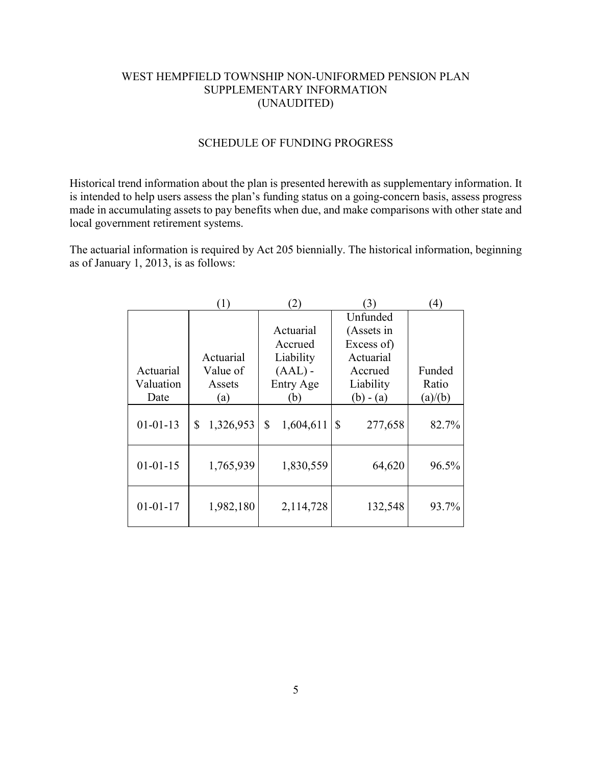# WEST HEMPFIELD TOWNSHIP NON-UNIFORMED PENSION PLAN
## SUPPLEMENTARY INFORMATION
## (UNAUDITED)

### SCHEDULE OF FUNDING PROGRESS

Historical trend information about the plan is presented herewith as supplementary information. It is intended to help users assess the plan's funding status on a going-concern basis, assess progress made in accumulating assets to pay benefits when due, and make comparisons with other state and local government retirement systems.

The actuarial information is required by Act 205 biennially. The historical information, beginning as of January 1, 2013, is as follows:

| | (1) | (2) | (3) | (4) |
|---|---|---|---|---|
| Actuarial Valuation Date | Actuarial Value of Assets (a) | Actuarial Accrued Liability (AAL) - Entry Age (b) | Unfunded (Assets in Excess of) Actuarial Accrued Liability (b) - (a) | Funded Ratio (a)/(b) |
| 01-01-13 | $ 1,326,953 | $ 1,604,611 | $ 277,658 | 82.7% |
| 01-01-15 | 1,765,939 | 1,830,559 | 64,620 | 96.5% |
| 01-01-17 | 1,982,180 | 2,114,728 | 132,548 | 93.7% |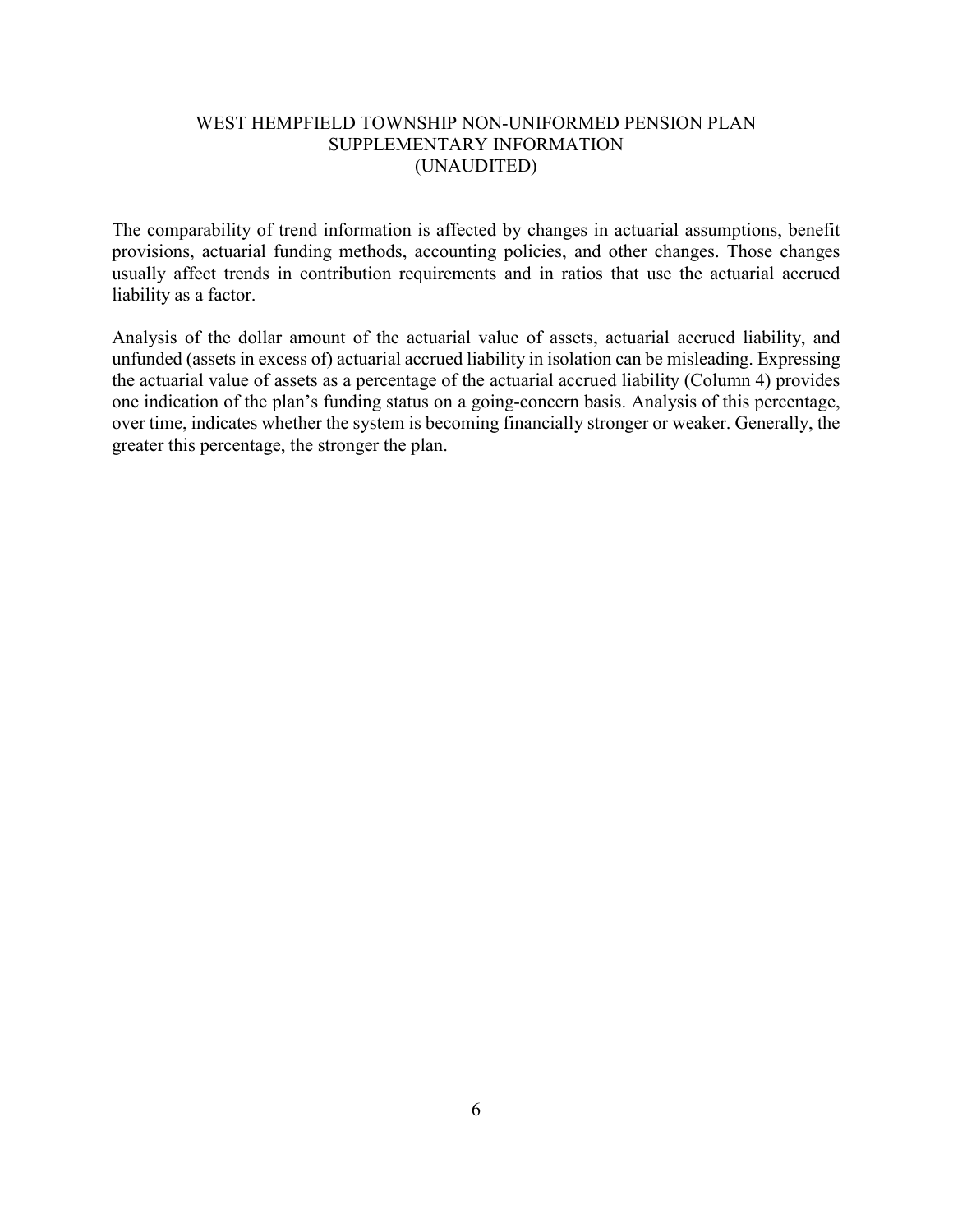# WEST HEMPFIELD TOWNSHIP NON-UNIFORMED PENSION PLAN
## SUPPLEMENTARY INFORMATION
## (UNAUDITED)

The comparability of trend information is affected by changes in actuarial assumptions, benefit provisions, actuarial funding methods, accounting policies, and other changes. Those changes usually affect trends in contribution requirements and in ratios that use the actuarial accrued liability as a factor.

Analysis of the dollar amount of the actuarial value of assets, actuarial accrued liability, and unfunded (assets in excess of) actuarial accrued liability in isolation can be misleading. Expressing the actuarial value of assets as a percentage of the actuarial accrued liability (Column 4) provides one indication of the plan's funding status on a going-concern basis. Analysis of this percentage, over time, indicates whether the system is becoming financially stronger or weaker. Generally, the greater this percentage, the stronger the plan.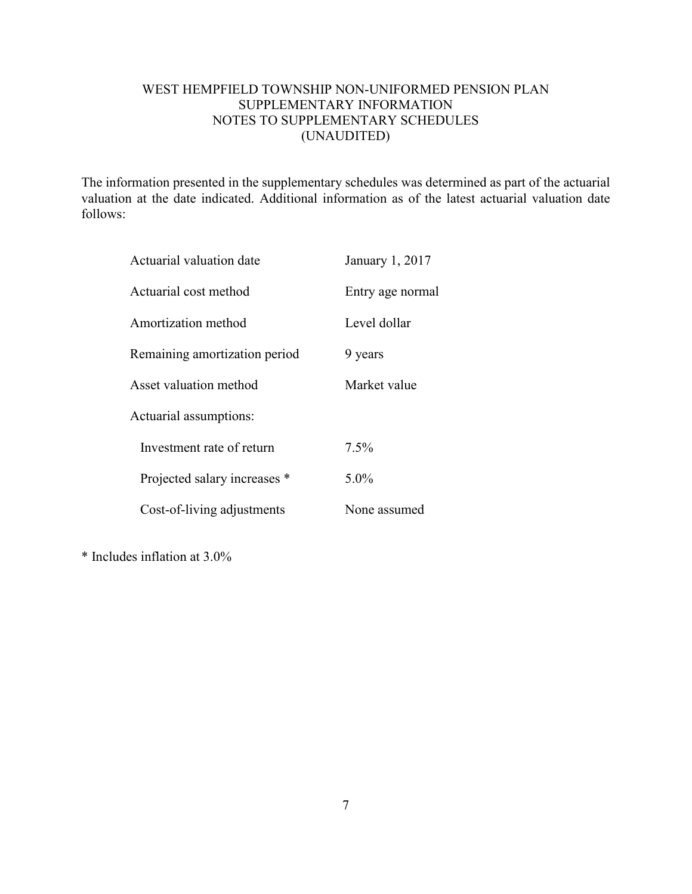# WEST HEMPFIELD TOWNSHIP NON-UNIFORMED PENSION PLAN
## SUPPLEMENTARY INFORMATION
## NOTES TO SUPPLEMENTARY SCHEDULES
## (UNAUDITED)

The information presented in the supplementary schedules was determined as part of the actuarial valuation at the date indicated. Additional information as of the latest actuarial valuation date follows:

| | |
|---|---|
| Actuarial valuation date | January 1, 2017 |
| Actuarial cost method | Entry age normal |
| Amortization method | Level dollar |
| Remaining amortization period | 9 years |
| Asset valuation method | Market value |
| Actuarial assumptions: | |
| Investment rate of return | 7.5% |
| Projected salary increases * | 5.0% |
| Cost-of-living adjustments | None assumed |

* Includes inflation at 3.0%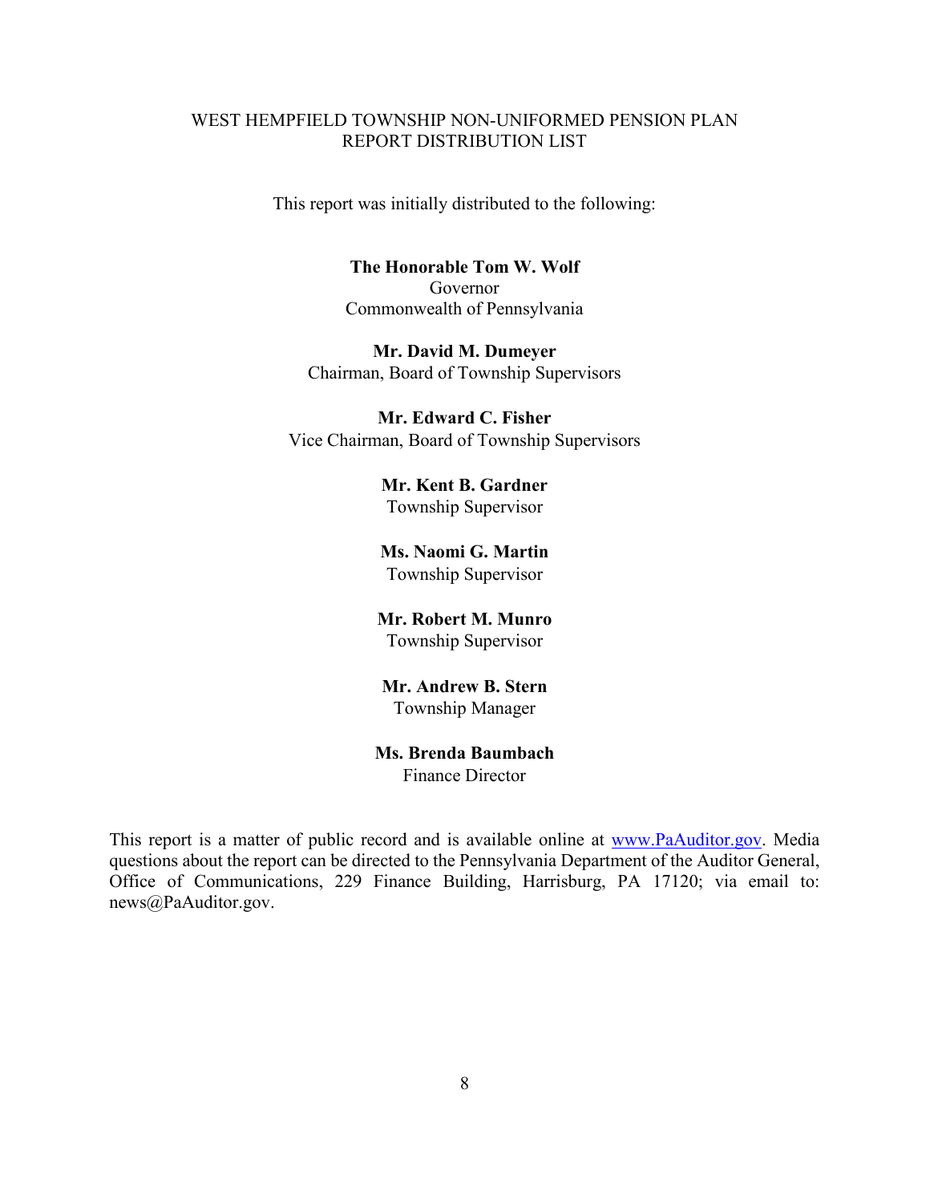# WEST HEMPFIELD TOWNSHIP NON-UNIFORMED PENSION PLAN
## REPORT DISTRIBUTION LIST

This report was initially distributed to the following:

**The Honorable Tom W. Wolf**
Governor
Commonwealth of Pennsylvania

**Mr. David M. Dumeyer**
Chairman, Board of Township Supervisors

**Mr. Edward C. Fisher**
Vice Chairman, Board of Township Supervisors

**Mr. Kent B. Gardner**
Township Supervisor

**Ms. Naomi G. Martin**
Township Supervisor

**Mr. Robert M. Munro**
Township Supervisor

**Mr. Andrew B. Stern**
Township Manager

**Ms. Brenda Baumbach**
Finance Director

This report is a matter of public record and is available online at www.PaAuditor.gov. Media questions about the report can be directed to the Pennsylvania Department of the Auditor General, Office of Communications, 229 Finance Building, Harrisburg, PA 17120; via email to: news@PaAuditor.gov.